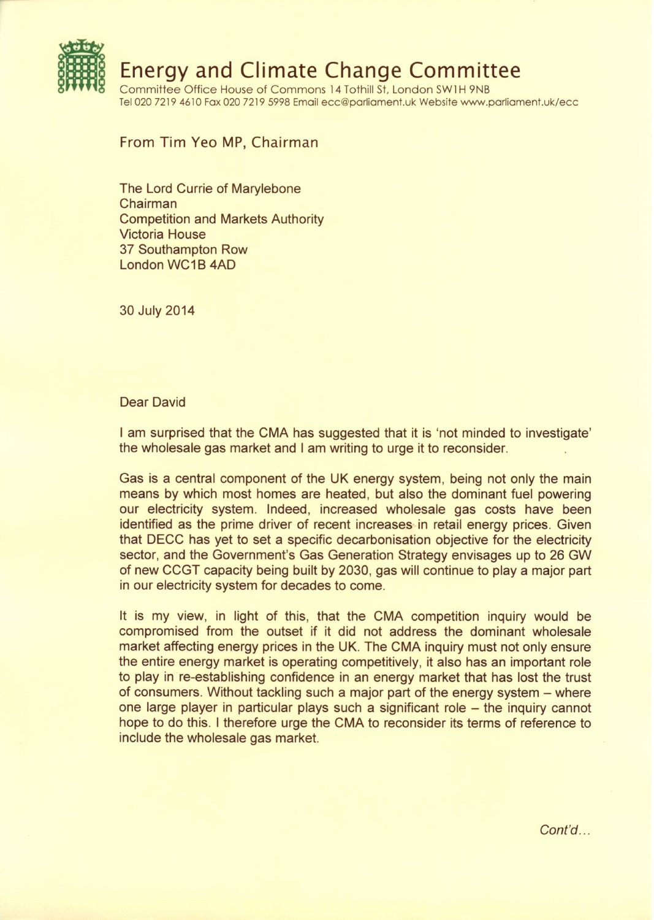# Energy and Climate Change Committee

Committee Office House of Commons 14 Tothill St, London SW1H 9NB
Tel 020 7219 4610 Fax 020 7219 5998 Email ecc@parliament.uk Website www.parliament.uk/ecc

From Tim Yeo MP, Chairman

The Lord Currie of Marylebone
Chairman
Competition and Markets Authority
Victoria House
37 Southampton Row
London WC1B 4AD

30 July 2014

Dear David

I am surprised that the CMA has suggested that it is 'not minded to investigate' the wholesale gas market and I am writing to urge it to reconsider.

Gas is a central component of the UK energy system, being not only the main means by which most homes are heated, but also the dominant fuel powering our electricity system. Indeed, increased wholesale gas costs have been identified as the prime driver of recent increases in retail energy prices. Given that DECC has yet to set a specific decarbonisation objective for the electricity sector, and the Government's Gas Generation Strategy envisages up to 26 GW of new CCGT capacity being built by 2030, gas will continue to play a major part in our electricity system for decades to come.

It is my view, in light of this, that the CMA competition inquiry would be compromised from the outset if it did not address the dominant wholesale market affecting energy prices in the UK. The CMA inquiry must not only ensure the entire energy market is operating competitively, it also has an important role to play in re-establishing confidence in an energy market that has lost the trust of consumers. Without tackling such a major part of the energy system – where one large player in particular plays such a significant role – the inquiry cannot hope to do this. I therefore urge the CMA to reconsider its terms of reference to include the wholesale gas market.

*Cont'd…*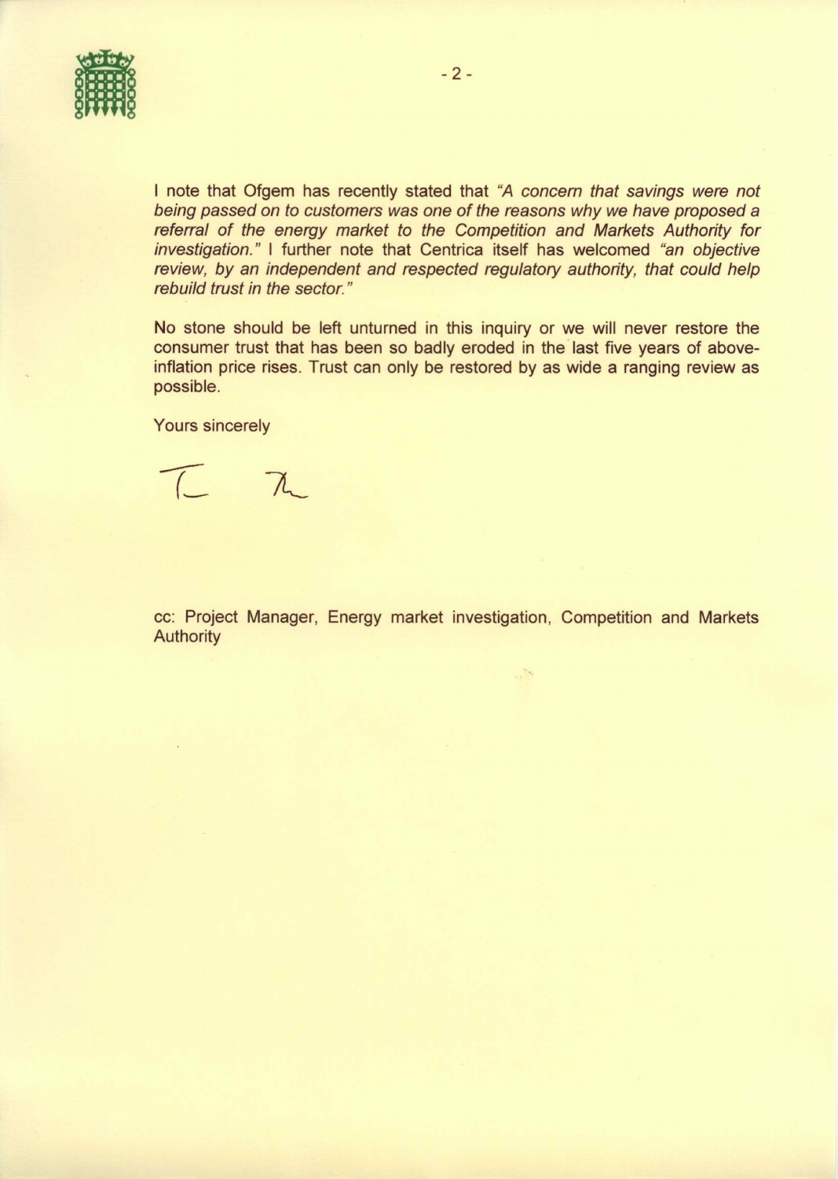I note that Ofgem has recently stated that *"A concern that savings were not being passed on to customers was one of the reasons why we have proposed a referral of the energy market to the Competition and Markets Authority for investigation."* I further note that Centrica itself has welcomed *"an objective review, by an independent and respected regulatory authority, that could help rebuild trust in the sector."*

No stone should be left unturned in this inquiry or we will never restore the consumer trust that has been so badly eroded in the last five years of above-inflation price rises. Trust can only be restored by as wide a ranging review as possible.

Yours sincerely

cc: Project Manager, Energy market investigation, Competition and Markets Authority